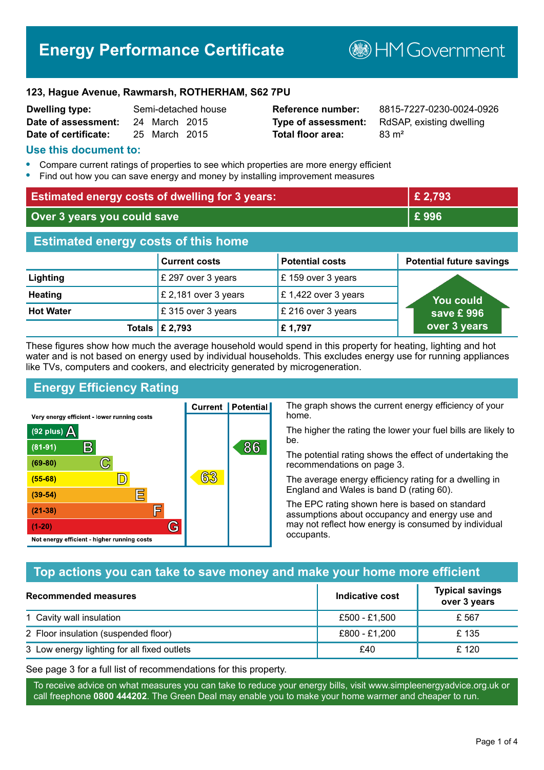# Energy Performance Certificate

HM Government

**123, Hague Avenue, Rawmarsh, ROTHERHAM, S62 7PU**

| | | | |
|---|---|---|---|
| **Dwelling type:** | Semi-detached house | **Reference number:** | 8815-7227-0230-0024-0926 |
| **Date of assessment:** | 24 March 2015 | **Type of assessment:** | RdSAP, existing dwelling |
| **Date of certificate:** | 25 March 2015 | **Total floor area:** | 83 m² |

## Use this document to:

- Compare current ratings of properties to see which properties are more energy efficient
- Find out how you can save energy and money by installing improvement measures

| | |
|---|---|
| **Estimated energy costs of dwelling for 3 years:** | **£ 2,793** |
| **Over 3 years you could save** | **£ 996** |

## Estimated energy costs of this home

| | Current costs | Potential costs | Potential future savings |
|---|---|---|---|
| **Lighting** | £ 297 over 3 years | £ 159 over 3 years | You could save £ 996 over 3 years |
| **Heating** | £ 2,181 over 3 years | £ 1,422 over 3 years | |
| **Hot Water** | £ 315 over 3 years | £ 216 over 3 years | |
| **Totals** | **£ 2,793** | **£ 1,797** | |

These figures show how much the average household would spend in this property for heating, lighting and hot water and is not based on energy used by individual households. This excludes energy use for running appliances like TVs, computers and cookers, and electricity generated by microgeneration.

## Energy Efficiency Rating

| Rating | Current | Potential |
|---|---|---|
| Very energy efficient - lower running costs | | |
| (92 plus) A | | |
| (81-91) B | | 86 |
| (69-80) C | | |
| (55-68) D | 63 | |
| (39-54) E | | |
| (21-38) F | | |
| (1-20) G | | |
| Not energy efficient - higher running costs | | |

The graph shows the current energy efficiency of your home.

The higher the rating the lower your fuel bills are likely to be.

The potential rating shows the effect of undertaking the recommendations on page 3.

The average energy efficiency rating for a dwelling in England and Wales is band D (rating 60).

The EPC rating shown here is based on standard assumptions about occupancy and energy use and may not reflect how energy is consumed by individual occupants.

## Top actions you can take to save money and make your home more efficient

| Recommended measures | Indicative cost | Typical savings over 3 years |
|---|---|---|
| 1 Cavity wall insulation | £500 - £1,500 | £ 567 |
| 2 Floor insulation (suspended floor) | £800 - £1,200 | £ 135 |
| 3 Low energy lighting for all fixed outlets | £40 | £ 120 |

See page 3 for a full list of recommendations for this property.

To receive advice on what measures you can take to reduce your energy bills, visit www.simpleenergyadvice.org.uk or call freephone **0800 444202**. The Green Deal may enable you to make your home warmer and cheaper to run.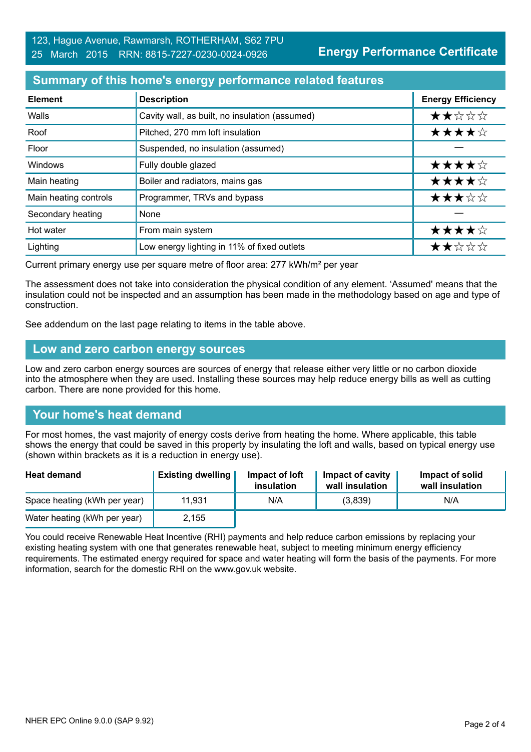123, Hague Avenue, Rawmarsh, ROTHERHAM, S62 7PU
25 March 2015 RRN: 8815-7227-0230-0024-0926

**Energy Performance Certificate**

## Summary of this home's energy performance related features

| Element | Description | Energy Efficiency |
|---|---|---|
| Walls | Cavity wall, as built, no insulation (assumed) | ★★☆☆☆ |
| Roof | Pitched, 270 mm loft insulation | ★★★★☆ |
| Floor | Suspended, no insulation (assumed) | — |
| Windows | Fully double glazed | ★★★★☆ |
| Main heating | Boiler and radiators, mains gas | ★★★★☆ |
| Main heating controls | Programmer, TRVs and bypass | ★★★☆☆ |
| Secondary heating | None | — |
| Hot water | From main system | ★★★★☆ |
| Lighting | Low energy lighting in 11% of fixed outlets | ★★☆☆☆ |

Current primary energy use per square metre of floor area: 277 kWh/m² per year

The assessment does not take into consideration the physical condition of any element. 'Assumed' means that the insulation could not be inspected and an assumption has been made in the methodology based on age and type of construction.

See addendum on the last page relating to items in the table above.

## Low and zero carbon energy sources

Low and zero carbon energy sources are sources of energy that release either very little or no carbon dioxide into the atmosphere when they are used. Installing these sources may help reduce energy bills as well as cutting carbon. There are none provided for this home.

## Your home's heat demand

For most homes, the vast majority of energy costs derive from heating the home. Where applicable, this table shows the energy that could be saved in this property by insulating the loft and walls, based on typical energy use (shown within brackets as it is a reduction in energy use).

| Heat demand | Existing dwelling | Impact of loft insulation | Impact of cavity wall insulation | Impact of solid wall insulation |
|---|---|---|---|---|
| Space heating (kWh per year) | 11,931 | N/A | (3,839) | N/A |
| Water heating (kWh per year) | 2,155 | | | |

You could receive Renewable Heat Incentive (RHI) payments and help reduce carbon emissions by replacing your existing heating system with one that generates renewable heat, subject to meeting minimum energy efficiency requirements. The estimated energy required for space and water heating will form the basis of the payments. For more information, search for the domestic RHI on the www.gov.uk website.

NHER EPC Online 9.0.0 (SAP 9.92)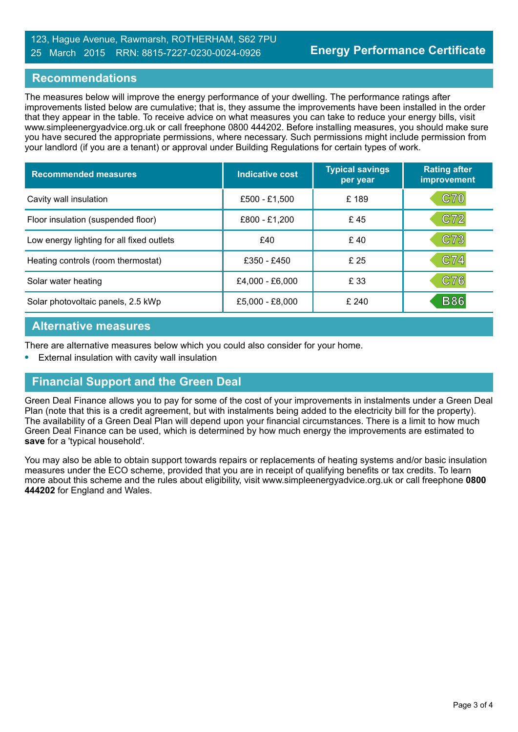123, Hague Avenue, Rawmarsh, ROTHERHAM, S62 7PU
25 March 2015 RRN: 8815-7227-0230-0024-0926

**Energy Performance Certificate**

## Recommendations

The measures below will improve the energy performance of your dwelling. The performance ratings after improvements listed below are cumulative; that is, they assume the improvements have been installed in the order that they appear in the table. To receive advice on what measures you can take to reduce your energy bills, visit www.simpleenergyadvice.org.uk or call freephone 0800 444202. Before installing measures, you should make sure you have secured the appropriate permissions, where necessary. Such permissions might include permission from your landlord (if you are a tenant) or approval under Building Regulations for certain types of work.

| Recommended measures | Indicative cost | Typical savings per year | Rating after improvement |
| --- | --- | --- | --- |
| Cavity wall insulation | £500 - £1,500 | £ 189 | C70 |
| Floor insulation (suspended floor) | £800 - £1,200 | £ 45 | C72 |
| Low energy lighting for all fixed outlets | £40 | £ 40 | C73 |
| Heating controls (room thermostat) | £350 - £450 | £ 25 | C74 |
| Solar water heating | £4,000 - £6,000 | £ 33 | C76 |
| Solar photovoltaic panels, 2.5 kWp | £5,000 - £8,000 | £ 240 | B86 |

## Alternative measures

There are alternative measures below which you could also consider for your home.

- External insulation with cavity wall insulation

## Financial Support and the Green Deal

Green Deal Finance allows you to pay for some of the cost of your improvements in instalments under a Green Deal Plan (note that this is a credit agreement, but with instalments being added to the electricity bill for the property). The availability of a Green Deal Plan will depend upon your financial circumstances. There is a limit to how much Green Deal Finance can be used, which is determined by how much energy the improvements are estimated to **save** for a 'typical household'.

You may also be able to obtain support towards repairs or replacements of heating systems and/or basic insulation measures under the ECO scheme, provided that you are in receipt of qualifying benefits or tax credits. To learn more about this scheme and the rules about eligibility, visit www.simpleenergyadvice.org.uk or call freephone **0800 444202** for England and Wales.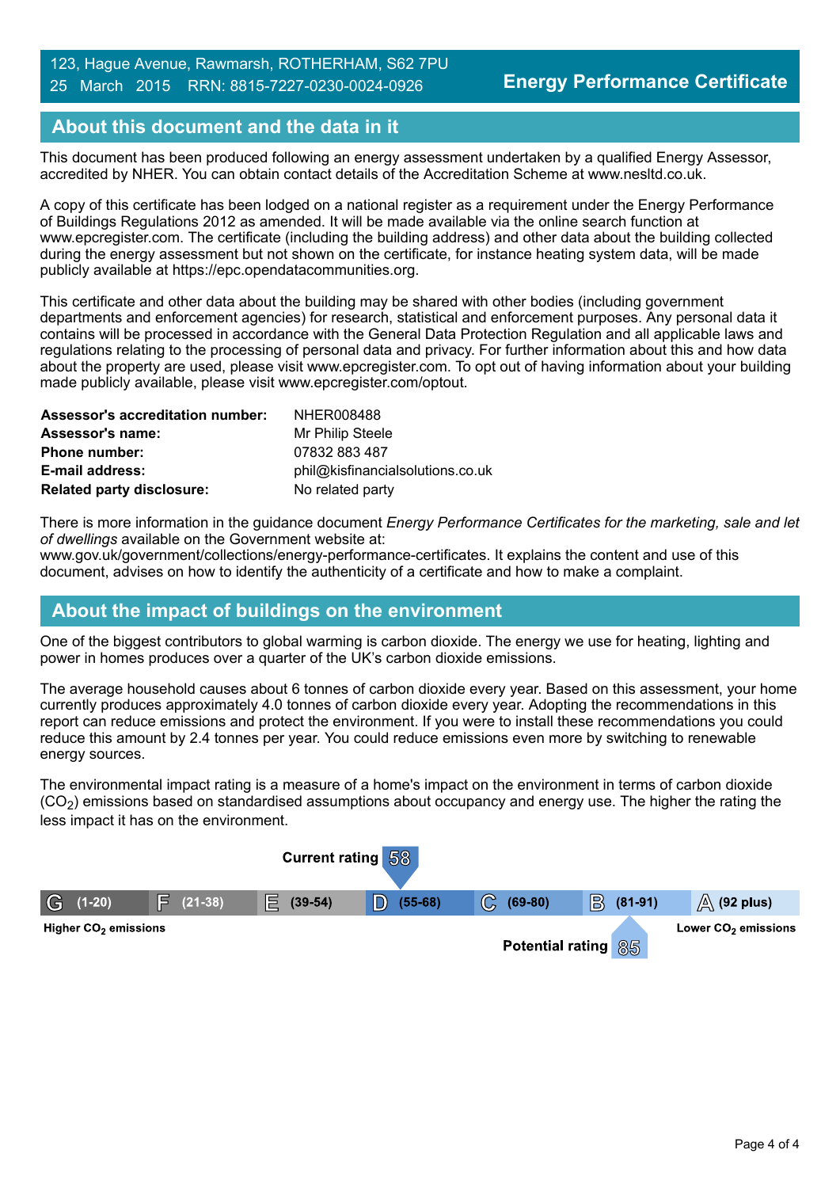123, Hague Avenue, Rawmarsh, ROTHERHAM, S62 7PU
25 March 2015 RRN: 8815-7227-0230-0024-0926

**Energy Performance Certificate**

## About this document and the data in it

This document has been produced following an energy assessment undertaken by a qualified Energy Assessor, accredited by NHER. You can obtain contact details of the Accreditation Scheme at www.nesltd.co.uk.

A copy of this certificate has been lodged on a national register as a requirement under the Energy Performance of Buildings Regulations 2012 as amended. It will be made available via the online search function at www.epcregister.com. The certificate (including the building address) and other data about the building collected during the energy assessment but not shown on the certificate, for instance heating system data, will be made publicly available at https://epc.opendatacommunities.org.

This certificate and other data about the building may be shared with other bodies (including government departments and enforcement agencies) for research, statistical and enforcement purposes. Any personal data it contains will be processed in accordance with the General Data Protection Regulation and all applicable laws and regulations relating to the processing of personal data and privacy. For further information about this and how data about the property are used, please visit www.epcregister.com. To opt out of having information about your building made publicly available, please visit www.epcregister.com/optout.

| | |
|---|---|
| **Assessor's accreditation number:** | NHER008488 |
| **Assessor's name:** | Mr Philip Steele |
| **Phone number:** | 07832 883 487 |
| **E-mail address:** | phil@kisfinancialsolutions.co.uk |
| **Related party disclosure:** | No related party |

There is more information in the guidance document *Energy Performance Certificates for the marketing, sale and let of dwellings* available on the Government website at: www.gov.uk/government/collections/energy-performance-certificates. It explains the content and use of this document, advises on how to identify the authenticity of a certificate and how to make a complaint.

## About the impact of buildings on the environment

One of the biggest contributors to global warming is carbon dioxide. The energy we use for heating, lighting and power in homes produces over a quarter of the UK's carbon dioxide emissions.

The average household causes about 6 tonnes of carbon dioxide every year. Based on this assessment, your home currently produces approximately 4.0 tonnes of carbon dioxide every year. Adopting the recommendations in this report can reduce emissions and protect the environment. If you were to install these recommendations you could reduce this amount by 2.4 tonnes per year. You could reduce emissions even more by switching to renewable energy sources.

The environmental impact rating is a measure of a home's impact on the environment in terms of carbon dioxide ($CO_2$) emissions based on standardised assumptions about occupancy and energy use. The higher the rating the less impact it has on the environment.

Current rating 58

G (1-20)
F (21-38)
E (39-54)
D (55-68)
C (69-80)
B (81-91)
A (92 plus)

Higher $CO_2$ emissions
Lower $CO_2$ emissions

Potential rating 85